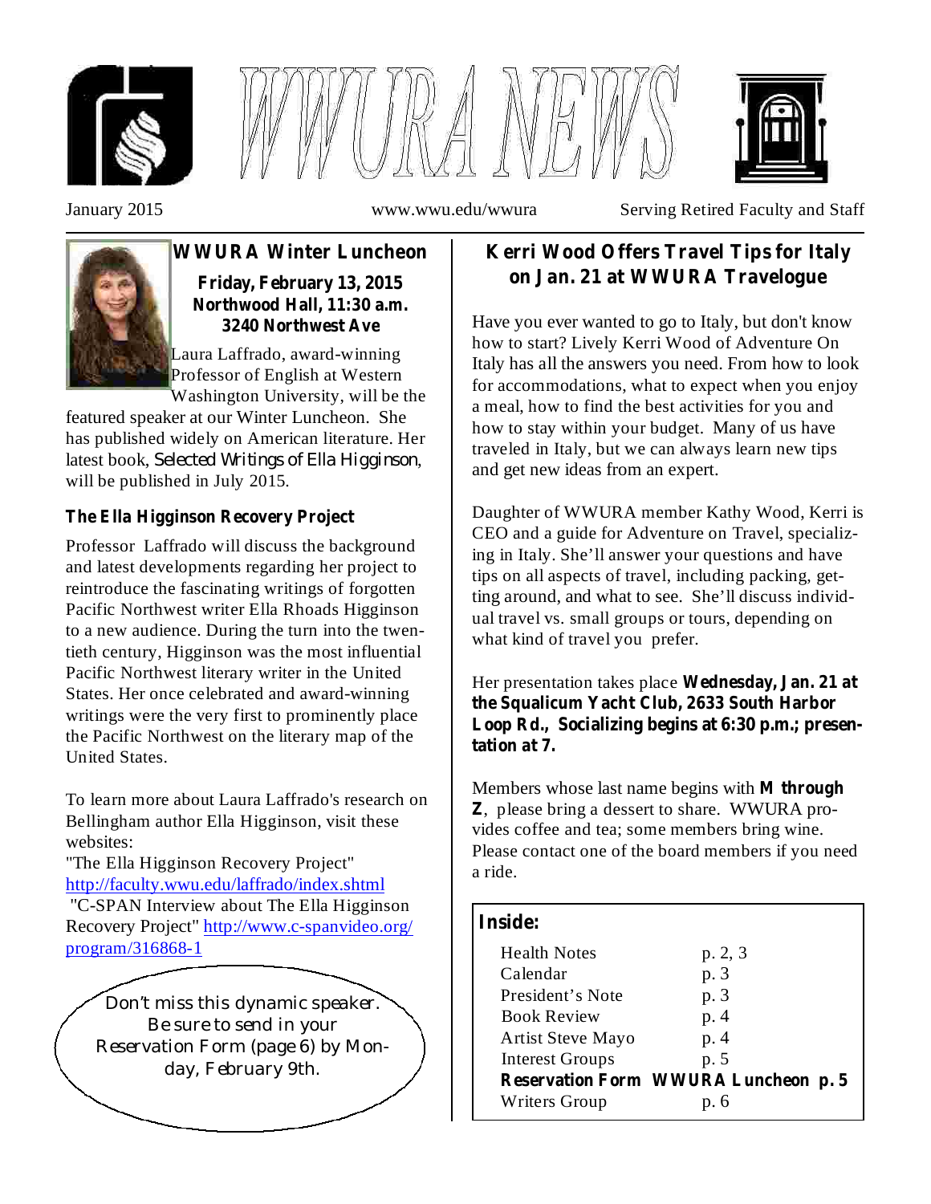# WWURA NEWS

January 2015 www.wwu.edu/wwura Serving Retired Faculty and Staff

## WWURA Winter Luncheon

**Friday, February 13, 2015**
**Northwood Hall, 11:30 a.m.**
**3240 Northwest Ave**

Laura Laffrado, award-winning Professor of English at Western Washington University, will be the featured speaker at our Winter Luncheon. She has published widely on American literature. Her latest book, *Selected Writings of Ella Higginson*, will be published in July 2015.

### The Ella Higginson Recovery Project

Professor Laffrado will discuss the background and latest developments regarding her project to reintroduce the fascinating writings of forgotten Pacific Northwest writer Ella Rhoads Higginson to a new audience. During the turn into the twentieth century, Higginson was the most influential Pacific Northwest literary writer in the United States. Her once celebrated and award-winning writings were the very first to prominently place the Pacific Northwest on the literary map of the United States.

To learn more about Laura Laffrado's research on Bellingham author Ella Higginson, visit these websites:
"The Ella Higginson Recovery Project" http://faculty.wwu.edu/laffrado/index.shtml
"C-SPAN Interview about The Ella Higginson Recovery Project" http://www.c-spanvideo.org/program/316868-1

Don't miss this dynamic speaker. Be sure to send in your Reservation Form (page 6) by Monday, February 9th.

## Kerri Wood Offers Travel Tips for Italy on Jan. 21 at WWURA Travelogue

Have you ever wanted to go to Italy, but don't know how to start? Lively Kerri Wood of Adventure On Italy has all the answers you need. From how to look for accommodations, what to expect when you enjoy a meal, how to find the best activities for you and how to stay within your budget. Many of us have traveled in Italy, but we can always learn new tips and get new ideas from an expert.

Daughter of WWURA member Kathy Wood, Kerri is CEO and a guide for Adventure on Travel, specializing in Italy. She'll answer your questions and have tips on all aspects of travel, including packing, getting around, and what to see. She'll discuss individual travel vs. small groups or tours, depending on what kind of travel you prefer.

Her presentation takes place **Wednesday, Jan. 21 at the Squalicum Yacht Club, 2633 South Harbor Loop Rd., Socializing begins at 6:30 p.m.; presentation at 7.**

Members whose last name begins with **M through Z**, please bring a dessert to share. WWURA provides coffee and tea; some members bring wine. Please contact one of the board members if you need a ride.

### Inside:

| | |
|---|---|
| Health Notes | p. 2, 3 |
| Calendar | p. 3 |
| President's Note | p. 3 |
| Book Review | p. 4 |
| Artist Steve Mayo | p. 4 |
| Interest Groups | p. 5 |
| **Reservation Form WWURA Luncheon** | **p. 5** |
| Writers Group | p. 6 |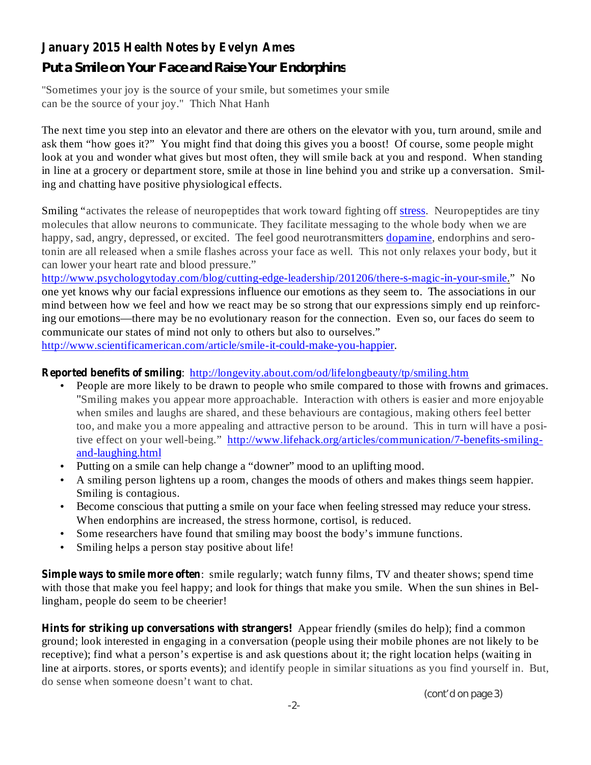## *January 2015 Health Notes by Evelyn Ames*

# Put a Smile on Your Face and Raise Your Endorphins

"Sometimes your joy is the source of your smile, but sometimes your smile can be the source of your joy." Thich Nhat Hanh

The next time you step into an elevator and there are others on the elevator with you, turn around, smile and ask them "how goes it?" You might find that doing this gives you a boost! Of course, some people might look at you and wonder what gives but most often, they will smile back at you and respond. When standing in line at a grocery or department store, smile at those in line behind you and strike up a conversation. Smiling and chatting have positive physiological effects.

Smiling "activates the release of neuropeptides that work toward fighting off stress. Neuropeptides are tiny molecules that allow neurons to communicate. They facilitate messaging to the whole body when we are happy, sad, angry, depressed, or excited. The feel good neurotransmitters dopamine, endorphins and serotonin are all released when a smile flashes across your face as well. This not only relaxes your body, but it can lower your heart rate and blood pressure." http://www.psychologytoday.com/blog/cutting-edge-leadership/201206/there-s-magic-in-your-smile." No one yet knows why our facial expressions influence our emotions as they seem to. The associations in our mind between how we feel and how we react may be so strong that our expressions simply end up reinforcing our emotions—there may be no evolutionary reason for the connection. Even so, our faces do seem to communicate our states of mind not only to others but also to ourselves." http://www.scientificamerican.com/article/smile-it-could-make-you-happier.

**Reported benefits of smiling**: http://longevity.about.com/od/lifelongbeauty/tp/smiling.htm

- People are more likely to be drawn to people who smile compared to those with frowns and grimaces. "Smiling makes you appear more approachable. Interaction with others is easier and more enjoyable when smiles and laughs are shared, and these behaviours are contagious, making others feel better too, and make you a more appealing and attractive person to be around. This in turn will have a positive effect on your well-being." http://www.lifehack.org/articles/communication/7-benefits-smiling-and-laughing.html
- Putting on a smile can help change a "downer" mood to an uplifting mood.
- A smiling person lightens up a room, changes the moods of others and makes things seem happier. Smiling is contagious.
- Become conscious that putting a smile on your face when feeling stressed may reduce your stress. When endorphins are increased, the stress hormone, cortisol, is reduced.
- Some researchers have found that smiling may boost the body's immune functions.
- Smiling helps a person stay positive about life!

**Simple ways to smile more often**: smile regularly; watch funny films, TV and theater shows; spend time with those that make you feel happy; and look for things that make you smile. When the sun shines in Bellingham, people do seem to be cheerier!

**Hints for striking up conversations with strangers!** Appear friendly (smiles do help); find a common ground; look interested in engaging in a conversation (people using their mobile phones are not likely to be receptive); find what a person's expertise is and ask questions about it; the right location helps (waiting in line at airports. stores, or sports events); and identify people in similar situations as you find yourself in. But, do sense when someone doesn't want to chat.

(cont'd on page 3)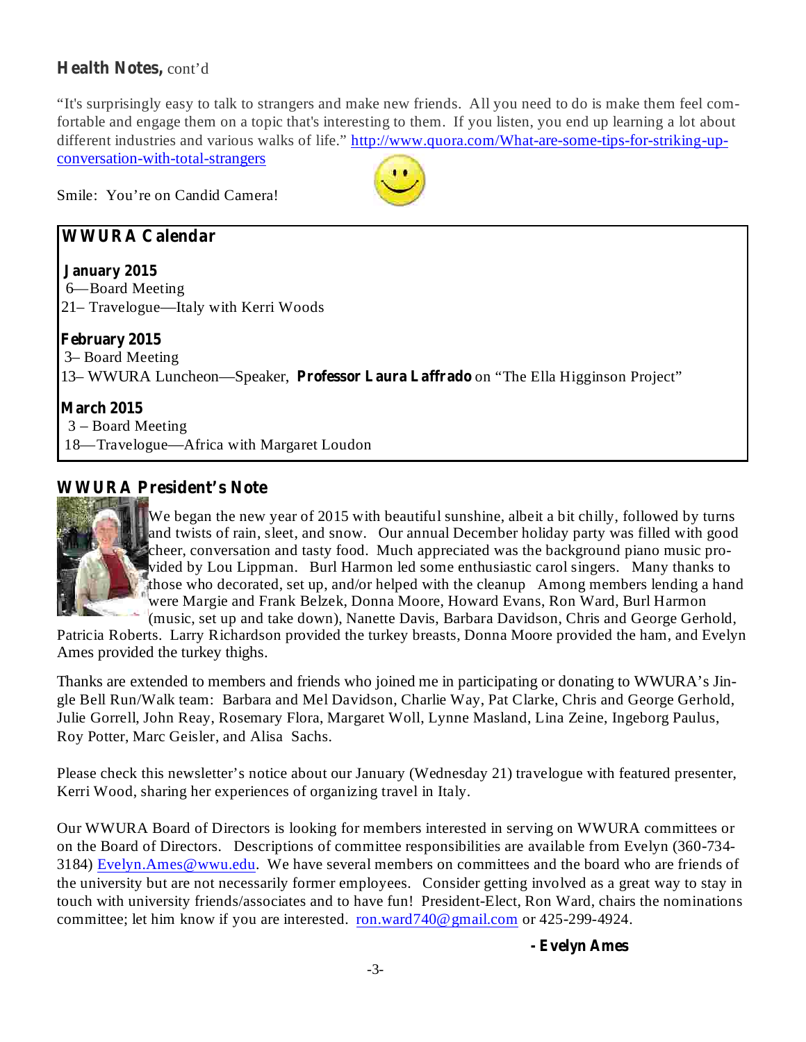## Health Notes, cont'd

"It's surprisingly easy to talk to strangers and make new friends. All you need to do is make them feel comfortable and engage them on a topic that's interesting to them. If you listen, you end up learning a lot about different industries and various walks of life." http://www.quora.com/What-are-some-tips-for-striking-up-conversation-with-total-strangers

Smile: You're on Candid Camera!

## WWURA Calendar

**January 2015**

6—Board Meeting
21– Travelogue—Italy with Kerri Woods

**February 2015**

3– Board Meeting
13– WWURA Luncheon—Speaker, **Professor Laura Laffrado** on "The Ella Higginson Project"

**March 2015**

3 – Board Meeting
18—Travelogue—Africa with Margaret Loudon

## WWURA President's Note

We began the new year of 2015 with beautiful sunshine, albeit a bit chilly, followed by turns and twists of rain, sleet, and snow. Our annual December holiday party was filled with good cheer, conversation and tasty food. Much appreciated was the background piano music provided by Lou Lippman. Burl Harmon led some enthusiastic carol singers. Many thanks to those who decorated, set up, and/or helped with the cleanup Among members lending a hand were Margie and Frank Belzek, Donna Moore, Howard Evans, Ron Ward, Burl Harmon (music, set up and take down), Nanette Davis, Barbara Davidson, Chris and George Gerhold, Patricia Roberts. Larry Richardson provided the turkey breasts, Donna Moore provided the ham, and Evelyn Ames provided the turkey thighs.

Thanks are extended to members and friends who joined me in participating or donating to WWURA's Jingle Bell Run/Walk team: Barbara and Mel Davidson, Charlie Way, Pat Clarke, Chris and George Gerhold, Julie Gorrell, John Reay, Rosemary Flora, Margaret Woll, Lynne Masland, Lina Zeine, Ingeborg Paulus, Roy Potter, Marc Geisler, and Alisa Sachs.

Please check this newsletter's notice about our January (Wednesday 21) travelogue with featured presenter, Kerri Wood, sharing her experiences of organizing travel in Italy.

Our WWURA Board of Directors is looking for members interested in serving on WWURA committees or on the Board of Directors. Descriptions of committee responsibilities are available from Evelyn (360-734-3184) Evelyn.Ames@wwu.edu. We have several members on committees and the board who are friends of the university but are not necessarily former employees. Consider getting involved as a great way to stay in touch with university friends/associates and to have fun! President-Elect, Ron Ward, chairs the nominations committee; let him know if you are interested. ron.ward740@gmail.com or 425-299-4924.

**- Evelyn Ames**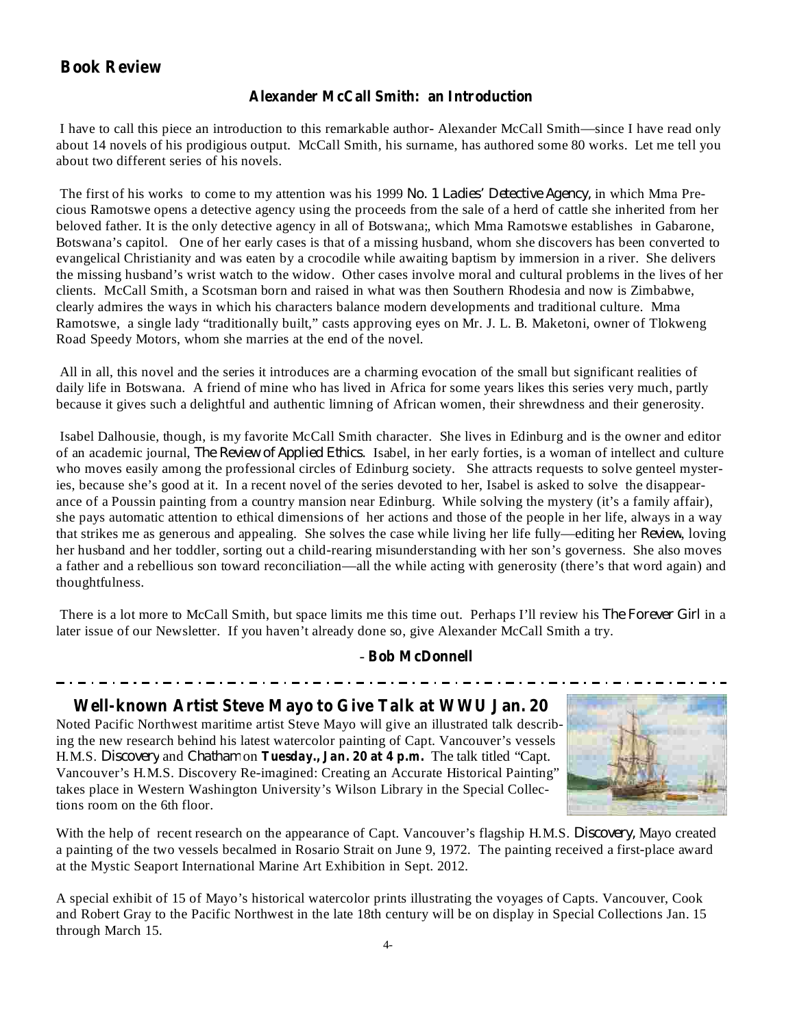## Book Review

### Alexander McCall Smith: an Introduction

I have to call this piece an introduction to this remarkable author- Alexander McCall Smith—since I have read only about 14 novels of his prodigious output. McCall Smith, his surname, has authored some 80 works. Let me tell you about two different series of his novels.

The first of his works to come to my attention was his 1999 *No. 1 Ladies' Detective Agency,* in which Mma Precious Ramotswe opens a detective agency using the proceeds from the sale of a herd of cattle she inherited from her beloved father. It is the only detective agency in all of Botswana;, which Mma Ramotswe establishes in Gabarone, Botswana's capitol. One of her early cases is that of a missing husband, whom she discovers has been converted to evangelical Christianity and was eaten by a crocodile while awaiting baptism by immersion in a river. She delivers the missing husband's wrist watch to the widow. Other cases involve moral and cultural problems in the lives of her clients. McCall Smith, a Scotsman born and raised in what was then Southern Rhodesia and now is Zimbabwe, clearly admires the ways in which his characters balance modern developments and traditional culture. Mma Ramotswe, a single lady "traditionally built," casts approving eyes on Mr. J. L. B. Maketoni, owner of Tlokweng Road Speedy Motors, whom she marries at the end of the novel.

All in all, this novel and the series it introduces are a charming evocation of the small but significant realities of daily life in Botswana. A friend of mine who has lived in Africa for some years likes this series very much, partly because it gives such a delightful and authentic limning of African women, their shrewdness and their generosity.

Isabel Dalhousie, though, is my favorite McCall Smith character. She lives in Edinburg and is the owner and editor of an academic journal, *The Review of Applied Ethics.* Isabel, in her early forties, is a woman of intellect and culture who moves easily among the professional circles of Edinburg society. She attracts requests to solve genteel mysteries, because she's good at it. In a recent novel of the series devoted to her, Isabel is asked to solve the disappearance of a Poussin painting from a country mansion near Edinburg. While solving the mystery (it's a family affair), she pays automatic attention to ethical dimensions of her actions and those of the people in her life, always in a way that strikes me as generous and appealing. She solves the case while living her life fully—editing her *Review*, loving her husband and her toddler, sorting out a child-rearing misunderstanding with her son's governess. She also moves a father and a rebellious son toward reconciliation—all the while acting with generosity (there's that word again) and thoughtfulness.

There is a lot more to McCall Smith, but space limits me this time out. Perhaps I'll review his *The Forever Girl* in a later issue of our Newsletter. If you haven't already done so, give Alexander McCall Smith a try.

\- **Bob McDonnell**

---

## Well-known Artist Steve Mayo to Give Talk at WWU Jan. 20

Noted Pacific Northwest maritime artist Steve Mayo will give an illustrated talk describing the new research behind his latest watercolor painting of Capt. Vancouver's vessels H.M.S. *Discovery* and *Chatham* on **Tuesday., Jan. 20 at 4 p.m.** The talk titled "Capt. Vancouver's H.M.S. Discovery Re-imagined: Creating an Accurate Historical Painting" takes place in Western Washington University's Wilson Library in the Special Collections room on the 6th floor.

With the help of recent research on the appearance of Capt. Vancouver's flagship H.M.S. *Discovery,* Mayo created a painting of the two vessels becalmed in Rosario Strait on June 9, 1972. The painting received a first-place award at the Mystic Seaport International Marine Art Exhibition in Sept. 2012.

A special exhibit of 15 of Mayo's historical watercolor prints illustrating the voyages of Capts. Vancouver, Cook and Robert Gray to the Pacific Northwest in the late 18th century will be on display in Special Collections Jan. 15 through March 15.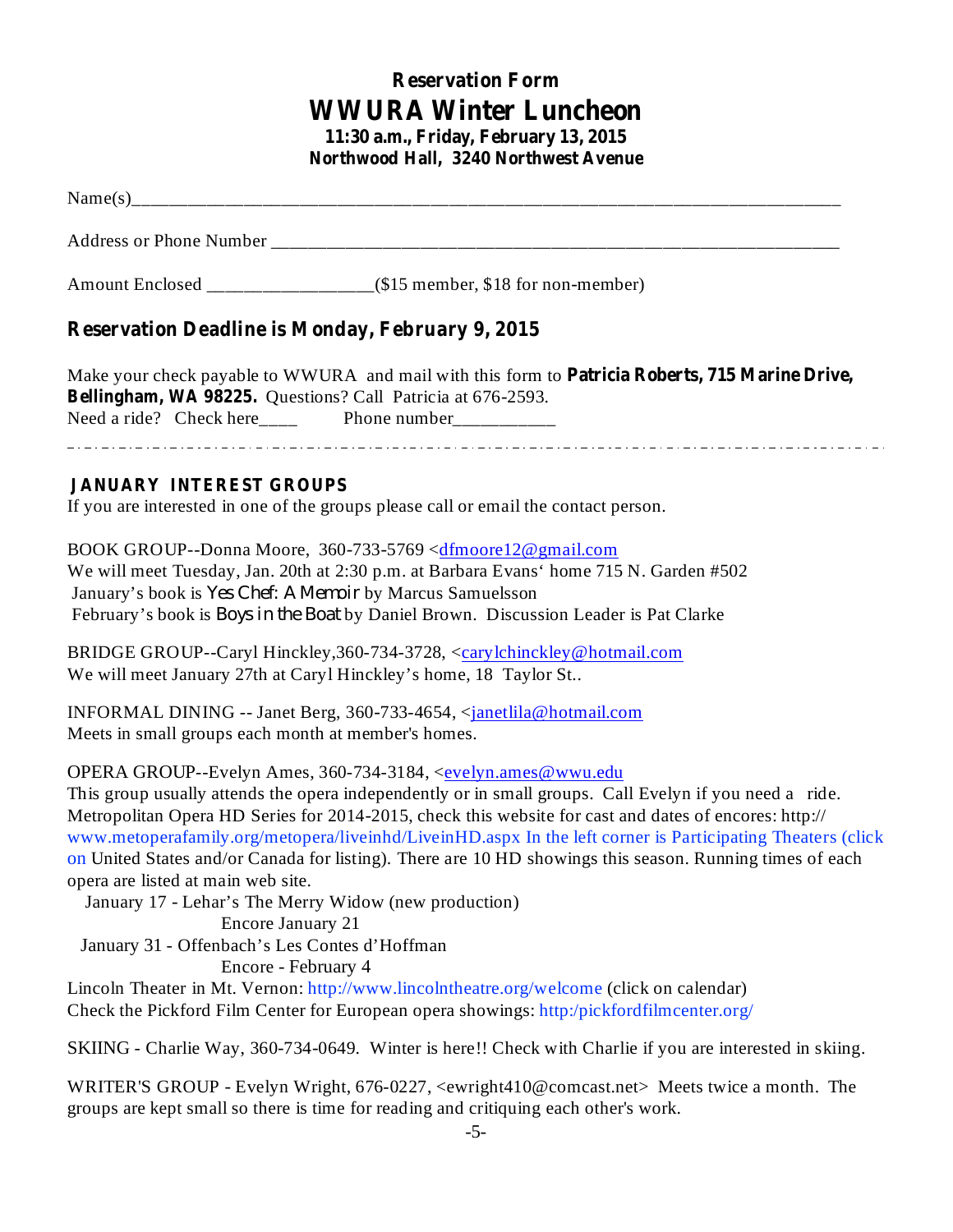## Reservation Form

# WWURA Winter Luncheon

**11:30 a.m., Friday, February 13, 2015**
**Northwood Hall, 3240 Northwest Avenue**

Name(s)___________________________________________________________________________

Address or Phone Number _______________________________________________________________

Amount Enclosed _________________($15 member, $18 for non-member)

### Reservation Deadline is Monday, February 9, 2015

Make your check payable to WWURA and mail with this form to **Patricia Roberts, 715 Marine Drive, Bellingham, WA 98225.** Questions? Call Patricia at 676-2593.
Need a ride? Check here____ Phone number___________

---

### JANUARY INTEREST GROUPS

If you are interested in one of the groups please call or email the contact person.

BOOK GROUP--Donna Moore, 360-733-5769 <dfmoore12@gmail.com
We will meet Tuesday, Jan. 20th at 2:30 p.m. at Barbara Evans' home 715 N. Garden #502
January's book is *Yes Chef: A Memoir* by Marcus Samuelsson
February's book is *Boys in the Boat* by Daniel Brown. Discussion Leader is Pat Clarke

BRIDGE GROUP--Caryl Hinckley,360-734-3728, <carylchinckley@hotmail.com
We will meet January 27th at Caryl Hinckley's home, 18 Taylor St..

INFORMAL DINING -- Janet Berg, 360-733-4654, <janetlila@hotmail.com
Meets in small groups each month at member's homes.

OPERA GROUP--Evelyn Ames, 360-734-3184, <evelyn.ames@wwu.edu
This group usually attends the opera independently or in small groups. Call Evelyn if you need a ride.
Metropolitan Opera HD Series for 2014-2015, check this website for cast and dates of encores: http://www.metoperafamily.org/metopera/liveinhd/LiveinHD.aspx In the left corner is Participating Theaters (click on United States and/or Canada for listing). There are 10 HD showings this season. Running times of each opera are listed at main web site.

January 17 - Lehar's The Merry Widow (new production)
Encore January 21
January 31 - Offenbach's Les Contes d'Hoffman
Encore - February 4

Lincoln Theater in Mt. Vernon: http://www.lincolntheatre.org/welcome (click on calendar)
Check the Pickford Film Center for European opera showings: http:/pickfordfilmcenter.org/

SKIING - Charlie Way, 360-734-0649. Winter is here!! Check with Charlie if you are interested in skiing.

WRITER'S GROUP - Evelyn Wright, 676-0227, <ewright410@comcast.net> Meets twice a month. The groups are kept small so there is time for reading and critiquing each other's work.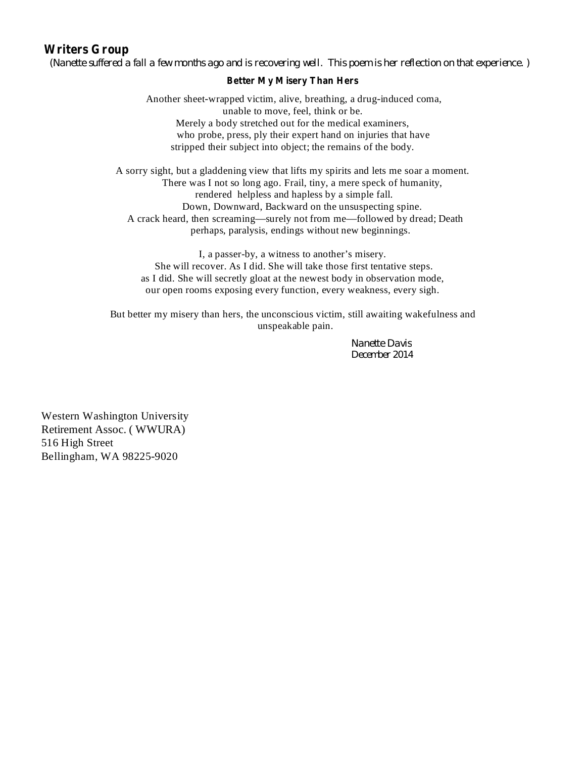## Writers Group

*(Nanette suffered a fall a few months ago and is recovering well. This poem is her reflection on that experience. )*

### Better My Misery Than Hers

Another sheet-wrapped victim, alive, breathing, a drug-induced coma,  
unable to move, feel, think or be.  
Merely a body stretched out for the medical examiners,  
who probe, press, ply their expert hand on injuries that have  
stripped their subject into object; the remains of the body.

A sorry sight, but a gladdening view that lifts my spirits and lets me soar a moment.  
There was I not so long ago. Frail, tiny, a mere speck of humanity,  
rendered helpless and hapless by a simple fall.  
Down, Downward, Backward on the unsuspecting spine.  
A crack heard, then screaming—surely not from me—followed by dread; Death  
perhaps, paralysis, endings without new beginnings.

I, a passer-by, a witness to another's misery.  
She will recover. As I did. She will take those first tentative steps.  
as I did. She will secretly gloat at the newest body in observation mode,  
our open rooms exposing every function, every weakness, every sigh.

But better my misery than hers, the unconscious victim, still awaiting wakefulness and  
unspeakable pain.

Nanette Davis  
December 2014

Western Washington University  
Retirement Assoc. ( WWURA)  
516 High Street  
Bellingham, WA 98225-9020